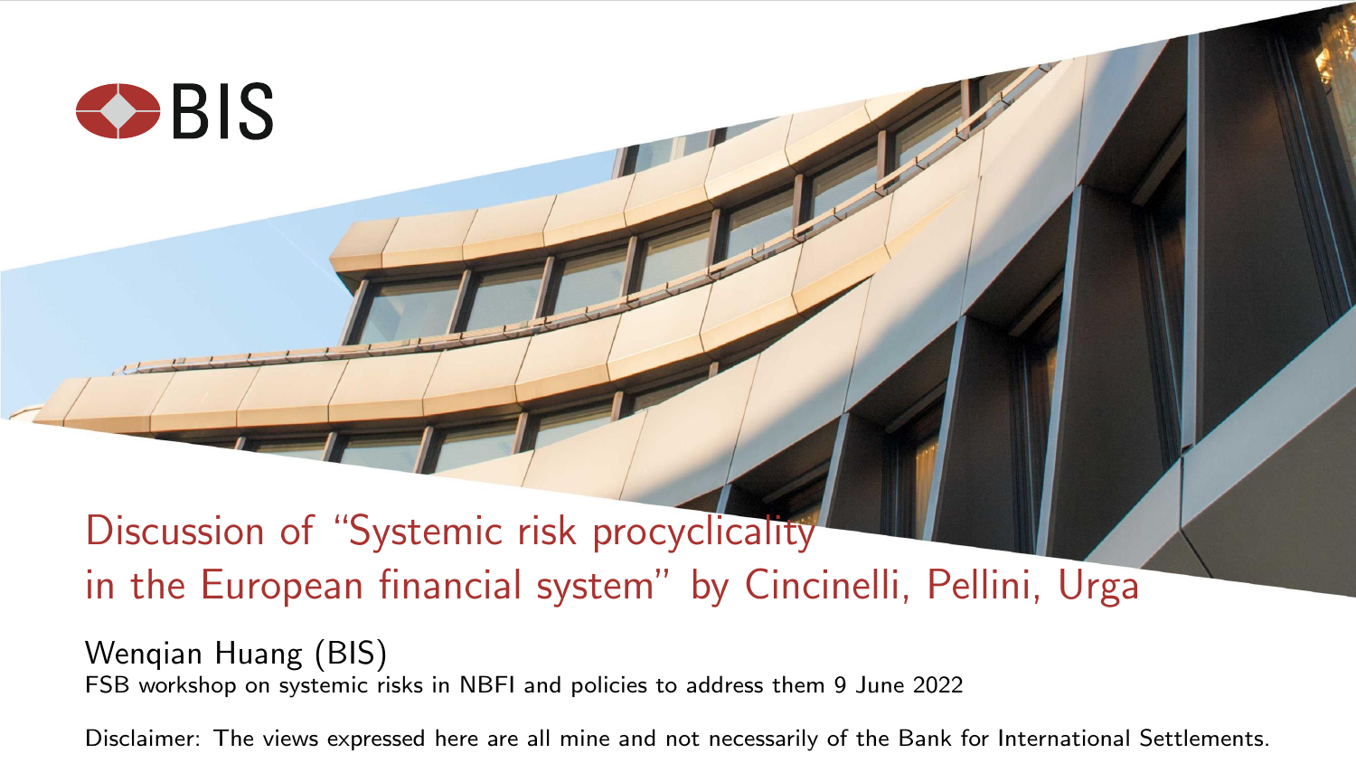BIS

# Discussion of "Systemic risk procyclicality in the European financial system" by Cincinelli, Pellini, Urga

Wenqian Huang (BIS)

FSB workshop on systemic risks in NBFI and policies to address them 9 June 2022

Disclaimer: The views expressed here are all mine and not necessarily of the Bank for International Settlements.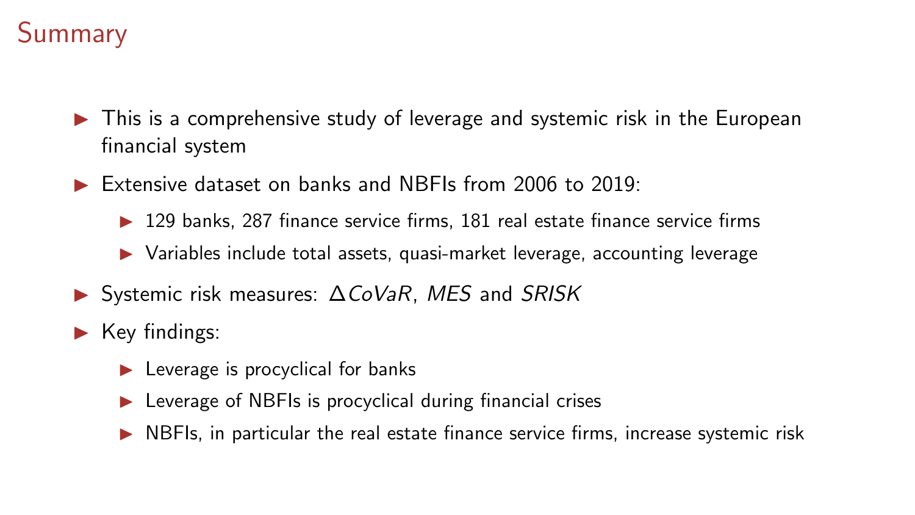# Summary

- This is a comprehensive study of leverage and systemic risk in the European financial system
- Extensive dataset on banks and NBFIs from 2006 to 2019:
  - 129 banks, 287 finance service firms, 181 real estate finance service firms
  - Variables include total assets, quasi-market leverage, accounting leverage
- Systemic risk measures: $\Delta CoVaR$, $MES$ and $SRISK$
- Key findings:
  - Leverage is procyclical for banks
  - Leverage of NBFIs is procyclical during financial crises
  - NBFIs, in particular the real estate finance service firms, increase systemic risk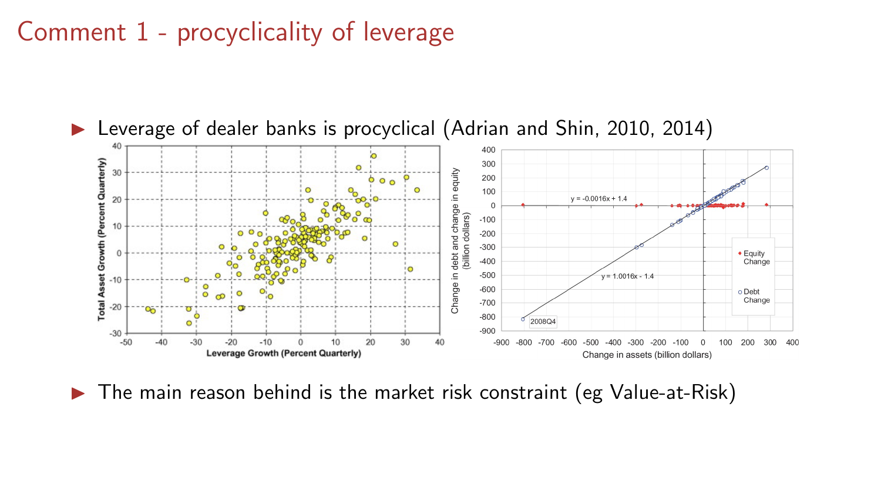# Comment 1 - procyclicality of leverage

- Leverage of dealer banks is procyclical (Adrian and Shin, 2010, 2014)
- The main reason behind is the market risk constraint (eg Value-at-Risk)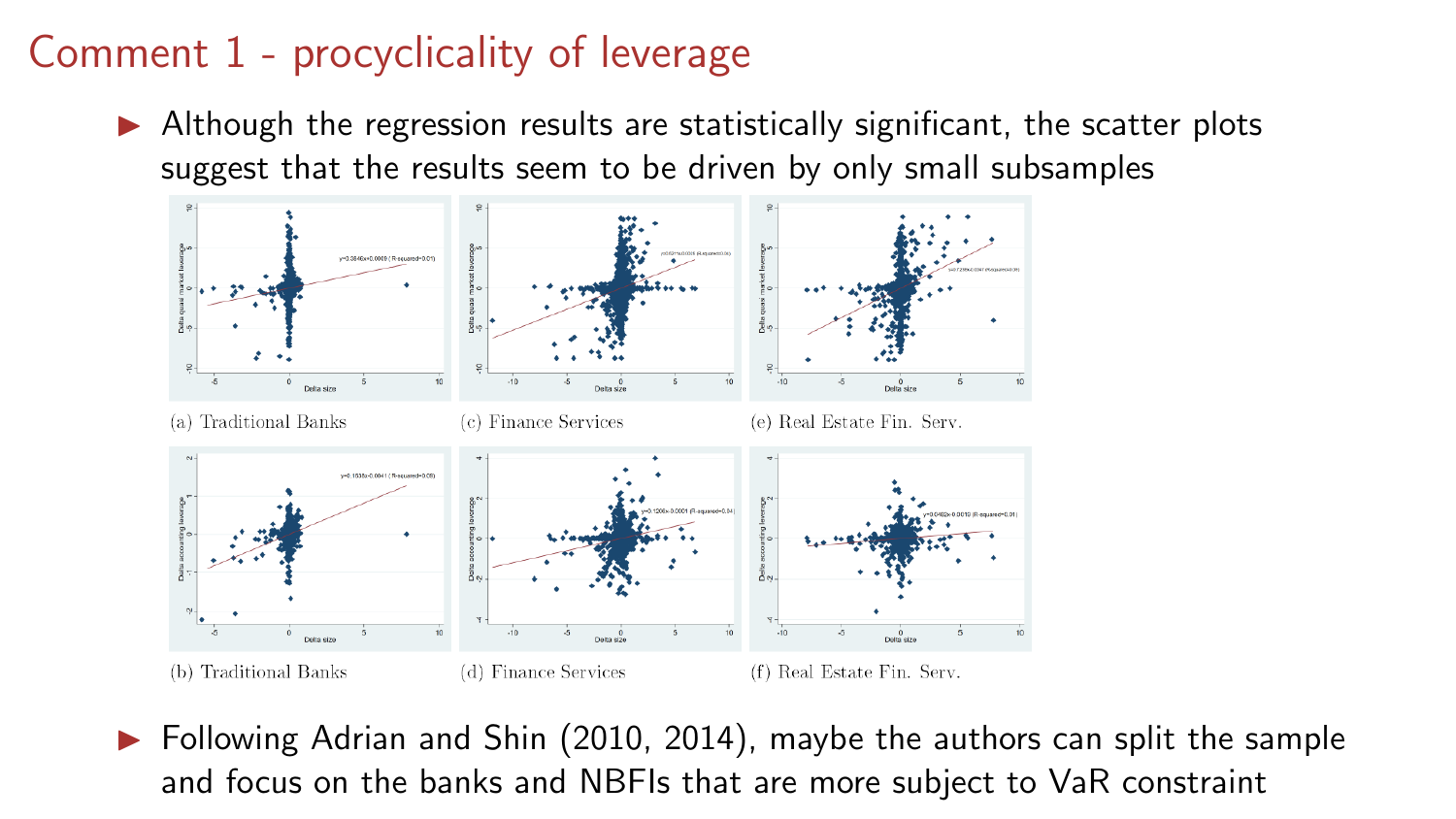# Comment 1 - procyclicality of leverage

- Although the regression results are statistically significant, the scatter plots suggest that the results seem to be driven by only small subsamples

(a) Traditional Banks

(c) Finance Services

(e) Real Estate Fin. Serv.

(b) Traditional Banks

(d) Finance Services

(f) Real Estate Fin. Serv.

- Following Adrian and Shin (2010, 2014), maybe the authors can split the sample and focus on the banks and NBFIs that are more subject to VaR constraint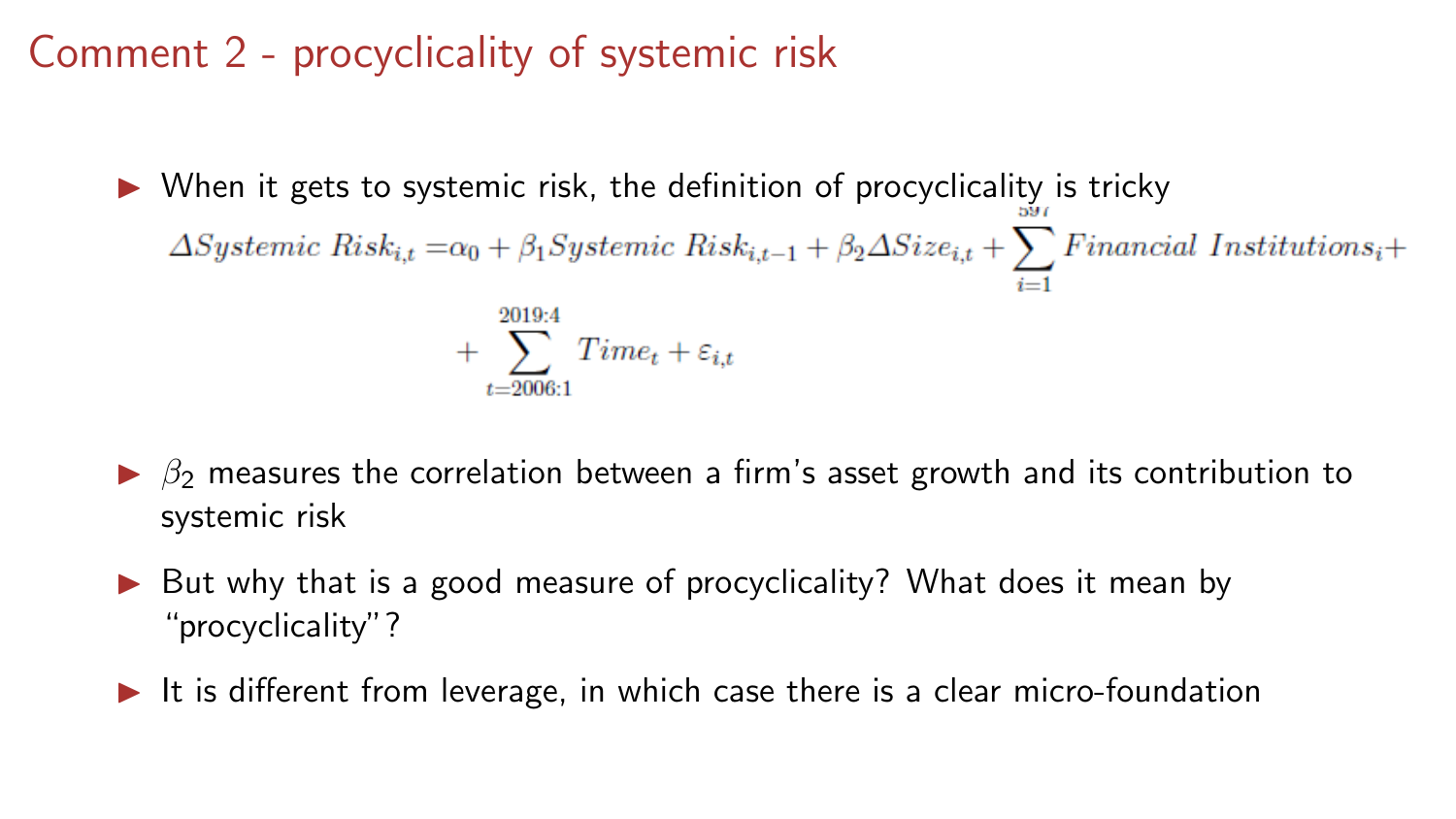# Comment 2 - procyclicality of systemic risk

- When it gets to systemic risk, the definition of procyclicality is tricky

$$\Delta Systemic\ Risk_{i,t} = \alpha_0 + \beta_1 Systemic\ Risk_{i,t-1} + \beta_2 \Delta Size_{i,t} + \sum_{i=1}^{597} Financial\ Institutions_i + \sum_{t=2006:1}^{2019:4} Time_t + \varepsilon_{i,t}$$

- $\beta_2$ measures the correlation between a firm's asset growth and its contribution to systemic risk
- But why that is a good measure of procyclicality? What does it mean by "procyclicality"?
- It is different from leverage, in which case there is a clear micro-foundation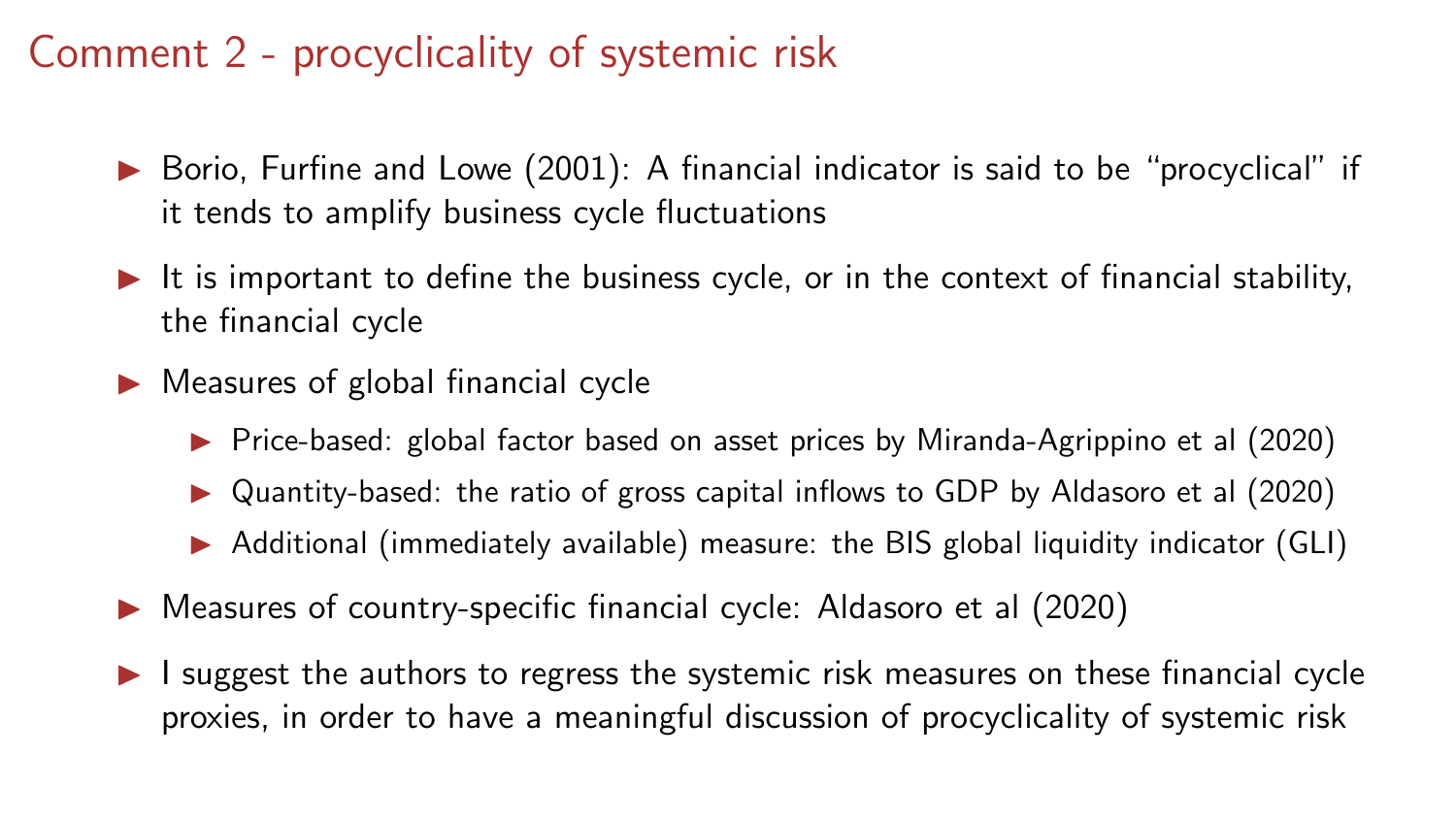# Comment 2 - procyclicality of systemic risk

- Borio, Furfine and Lowe (2001): A financial indicator is said to be "procyclical" if it tends to amplify business cycle fluctuations
- It is important to define the business cycle, or in the context of financial stability, the financial cycle
- Measures of global financial cycle
  - Price-based: global factor based on asset prices by Miranda-Agrippino et al (2020)
  - Quantity-based: the ratio of gross capital inflows to GDP by Aldasoro et al (2020)
  - Additional (immediately available) measure: the BIS global liquidity indicator (GLI)
- Measures of country-specific financial cycle: Aldasoro et al (2020)
- I suggest the authors to regress the systemic risk measures on these financial cycle proxies, in order to have a meaningful discussion of procyclicality of systemic risk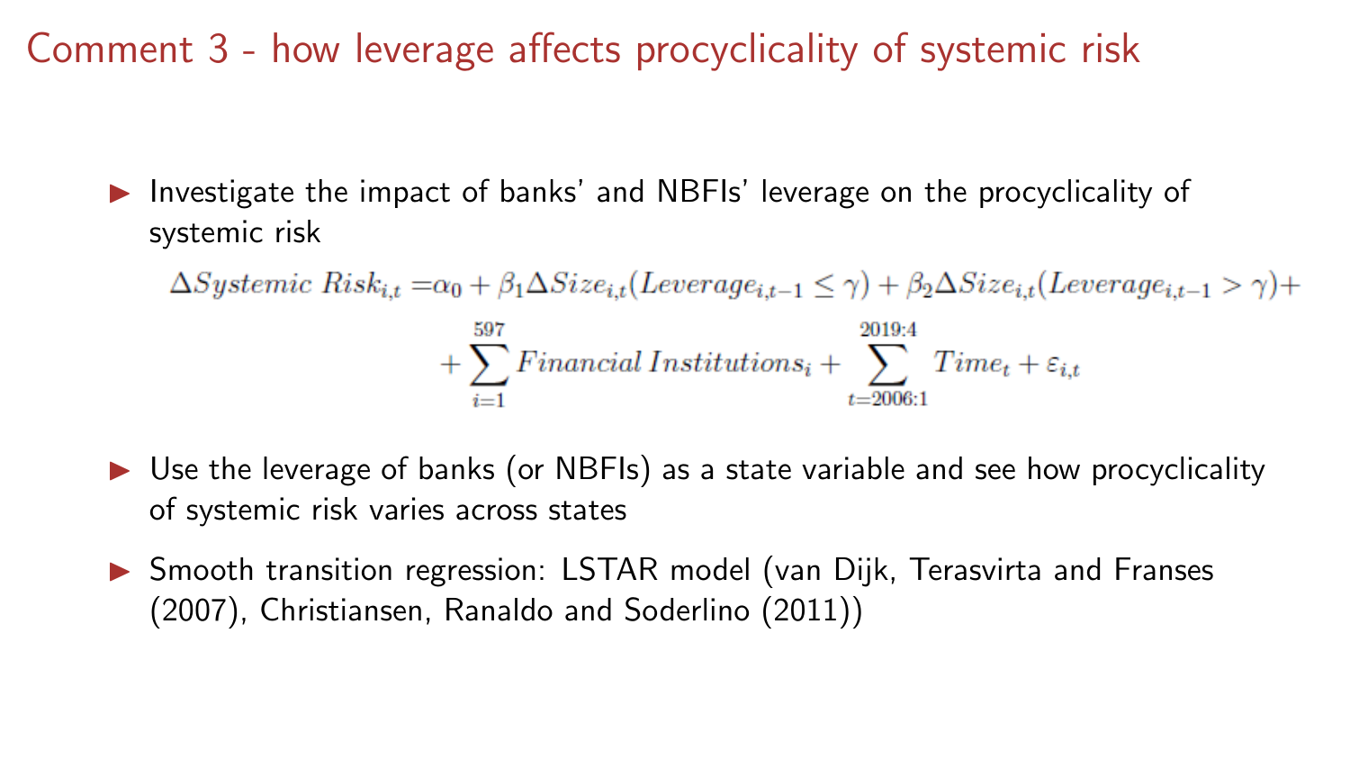# Comment 3 - how leverage affects procyclicality of systemic risk

- Investigate the impact of banks' and NBFIs' leverage on the procyclicality of systemic risk

$$\Delta Systemic\ Risk_{i,t} = \alpha_0 + \beta_1 \Delta Size_{i,t}(Leverage_{i,t-1} \leq \gamma) + \beta_2 \Delta Size_{i,t}(Leverage_{i,t-1} > \gamma) + \\ + \sum_{i=1}^{597} Financial\ Institutions_i + \sum_{t=2006:1}^{2019:4} Time_t + \varepsilon_{i,t}$$

- Use the leverage of banks (or NBFIs) as a state variable and see how procyclicality of systemic risk varies across states
- Smooth transition regression: LSTAR model (van Dijk, Terasvirta and Franses (2007), Christiansen, Ranaldo and Soderlino (2011))